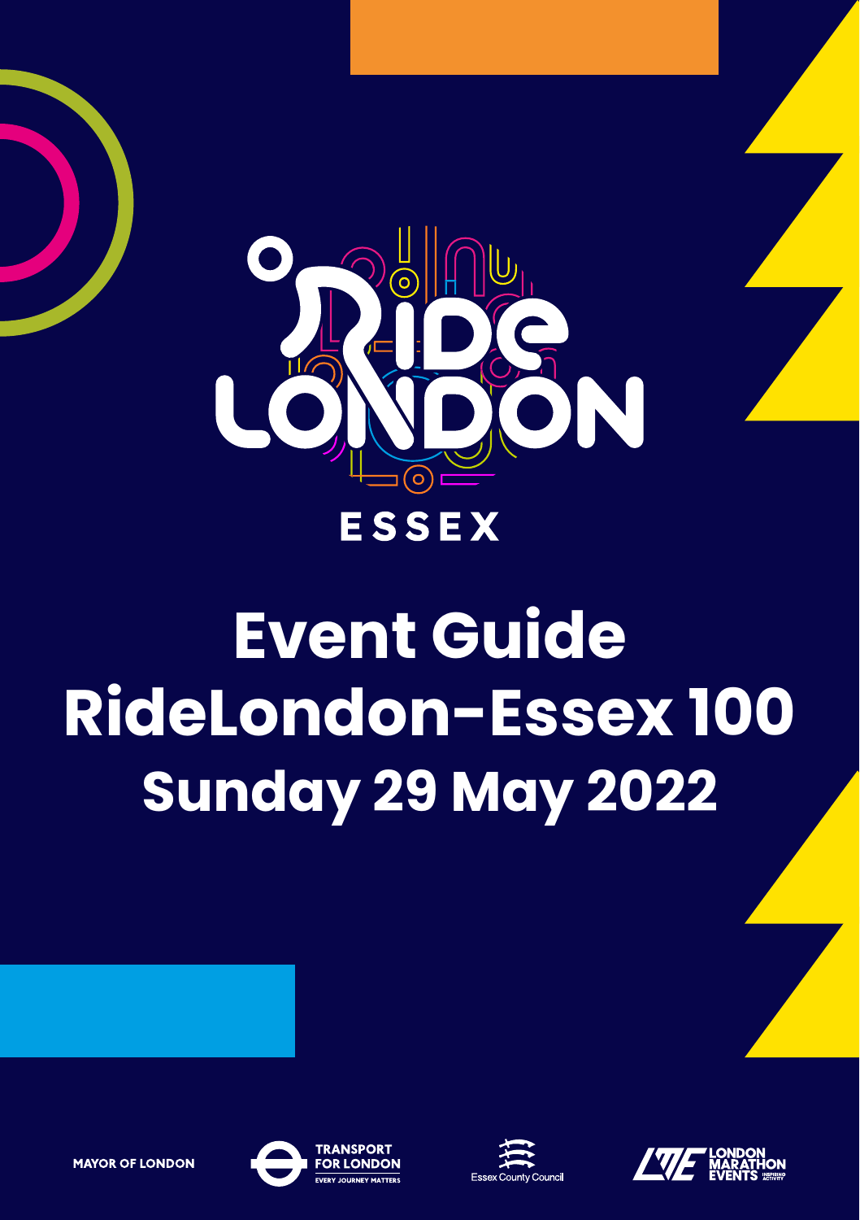RideLondon

ESSEX

# Event Guide RideLondon-Essex 100

## Sunday 29 May 2022

MAYOR OF LONDON

TRANSPORT FOR LONDON
EVERY JOURNEY MATTERS

Essex County Council

LONDON MARATHON EVENTS
INSPIRING ACTIVITY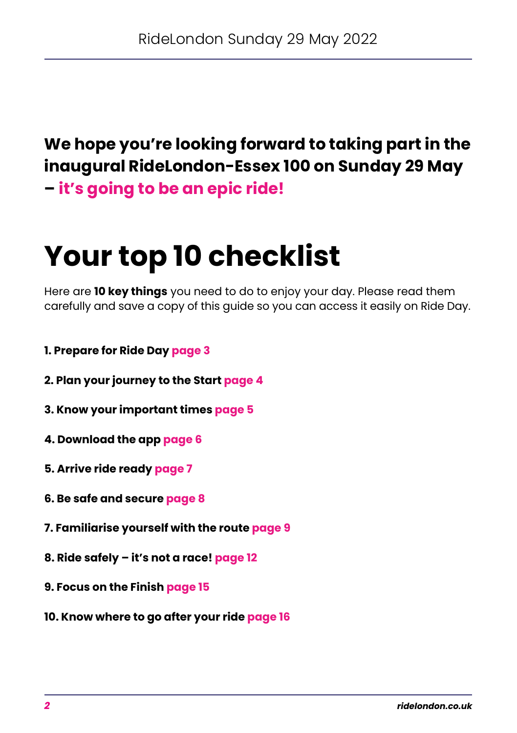**We hope you're looking forward to taking part in the inaugural RideLondon-Essex 100 on Sunday 29 May – it's going to be an epic ride!**

# Your top 10 checklist

Here are **10 key things** you need to do to enjoy your day. Please read them carefully and save a copy of this guide so you can access it easily on Ride Day.

**1. Prepare for Ride Day page 3**

**2. Plan your journey to the Start page 4**

**3. Know your important times page 5**

**4. Download the app page 6**

**5. Arrive ride ready page 7**

**6. Be safe and secure page 8**

**7. Familiarise yourself with the route page 9**

**8. Ride safely – it's not a race! page 12**

**9. Focus on the Finish page 15**

**10. Know where to go after your ride page 16**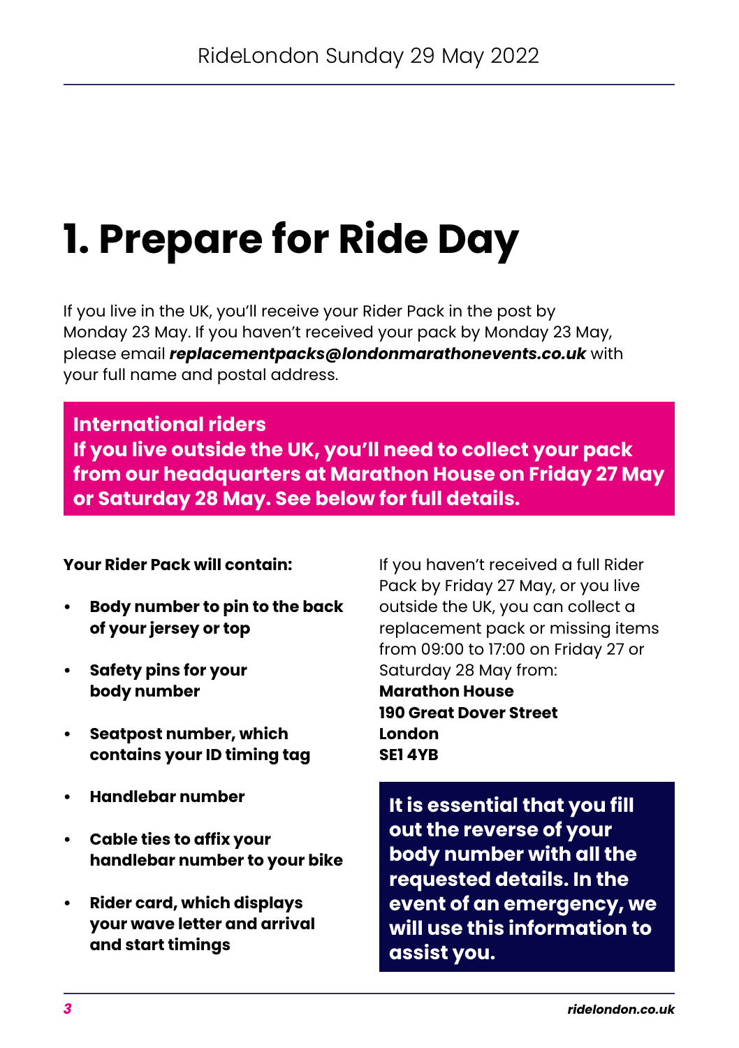# 1. Prepare for Ride Day

If you live in the UK, you'll receive your Rider Pack in the post by Monday 23 May. If you haven't received your pack by Monday 23 May, please email ***replacementpacks@londonmarathonevents.co.uk*** with your full name and postal address.

**International riders**
**If you live outside the UK, you'll need to collect your pack from our headquarters at Marathon House on Friday 27 May or Saturday 28 May. See below for full details.**

**Your Rider Pack will contain:**

- **Body number to pin to the back of your jersey or top**
- **Safety pins for your body number**
- **Seatpost number, which contains your ID timing tag**
- **Handlebar number**
- **Cable ties to affix your handlebar number to your bike**
- **Rider card, which displays your wave letter and arrival and start timings**

If you haven't received a full Rider Pack by Friday 27 May, or you live outside the UK, you can collect a replacement pack or missing items from 09:00 to 17:00 on Friday 27 or Saturday 28 May from:
**Marathon House**
**190 Great Dover Street**
**London**
**SE1 4YB**

**It is essential that you fill out the reverse of your body number with all the requested details. In the event of an emergency, we will use this information to assist you.**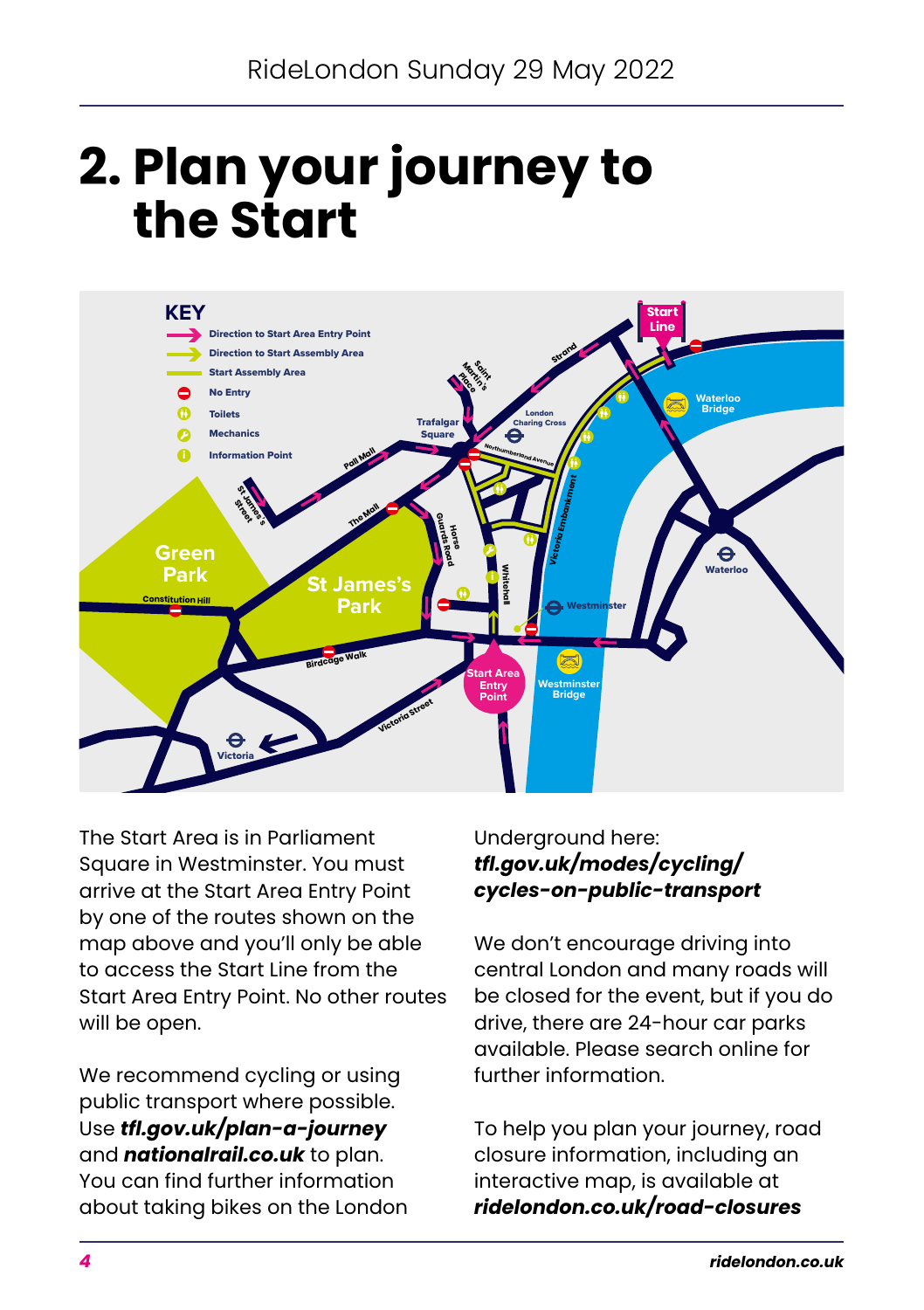# 2. Plan your journey to the Start

**KEY**

- Direction to Start Area Entry Point
- Direction to Start Assembly Area
- Start Assembly Area
- No Entry
- Toilets
- Mechanics
- Information Point

The Start Area is in Parliament Square in Westminster. You must arrive at the Start Area Entry Point by one of the routes shown on the map above and you'll only be able to access the Start Line from the Start Area Entry Point. No other routes will be open.

We recommend cycling or using public transport where possible. Use ***tfl.gov.uk/plan-a-journey*** and ***nationalrail.co.uk*** to plan. You can find further information about taking bikes on the London Underground here: ***tfl.gov.uk/modes/cycling/cycles-on-public-transport***

We don't encourage driving into central London and many roads will be closed for the event, but if you do drive, there are 24-hour car parks available. Please search online for further information.

To help you plan your journey, road closure information, including an interactive map, is available at ***ridelondon.co.uk/road-closures***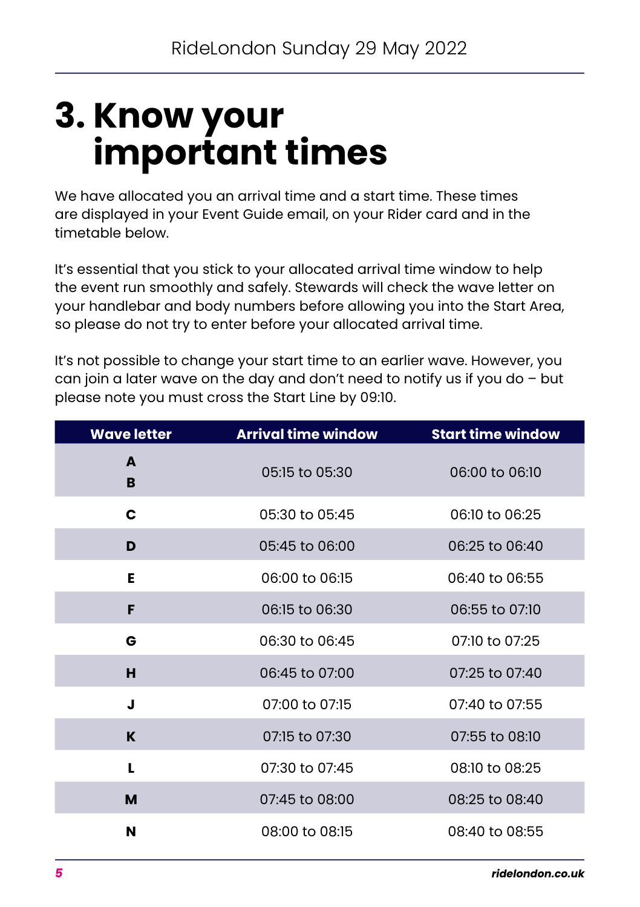# 3. Know your important times

We have allocated you an arrival time and a start time. These times are displayed in your Event Guide email, on your Rider card and in the timetable below.

It's essential that you stick to your allocated arrival time window to help the event run smoothly and safely. Stewards will check the wave letter on your handlebar and body numbers before allowing you into the Start Area, so please do not try to enter before your allocated arrival time.

It's not possible to change your start time to an earlier wave. However, you can join a later wave on the day and don't need to notify us if you do – but please note you must cross the Start Line by 09:10.

| Wave letter | Arrival time window | Start time window |
|---|---|---|
| **A**<br>**B** | 05:15 to 05:30 | 06:00 to 06:10 |
| **C** | 05:30 to 05:45 | 06:10 to 06:25 |
| **D** | 05:45 to 06:00 | 06:25 to 06:40 |
| **E** | 06:00 to 06:15 | 06:40 to 06:55 |
| **F** | 06:15 to 06:30 | 06:55 to 07:10 |
| **G** | 06:30 to 06:45 | 07:10 to 07:25 |
| **H** | 06:45 to 07:00 | 07:25 to 07:40 |
| **J** | 07:00 to 07:15 | 07:40 to 07:55 |
| **K** | 07:15 to 07:30 | 07:55 to 08:10 |
| **L** | 07:30 to 07:45 | 08:10 to 08:25 |
| **M** | 07:45 to 08:00 | 08:25 to 08:40 |
| **N** | 08:00 to 08:15 | 08:40 to 08:55 |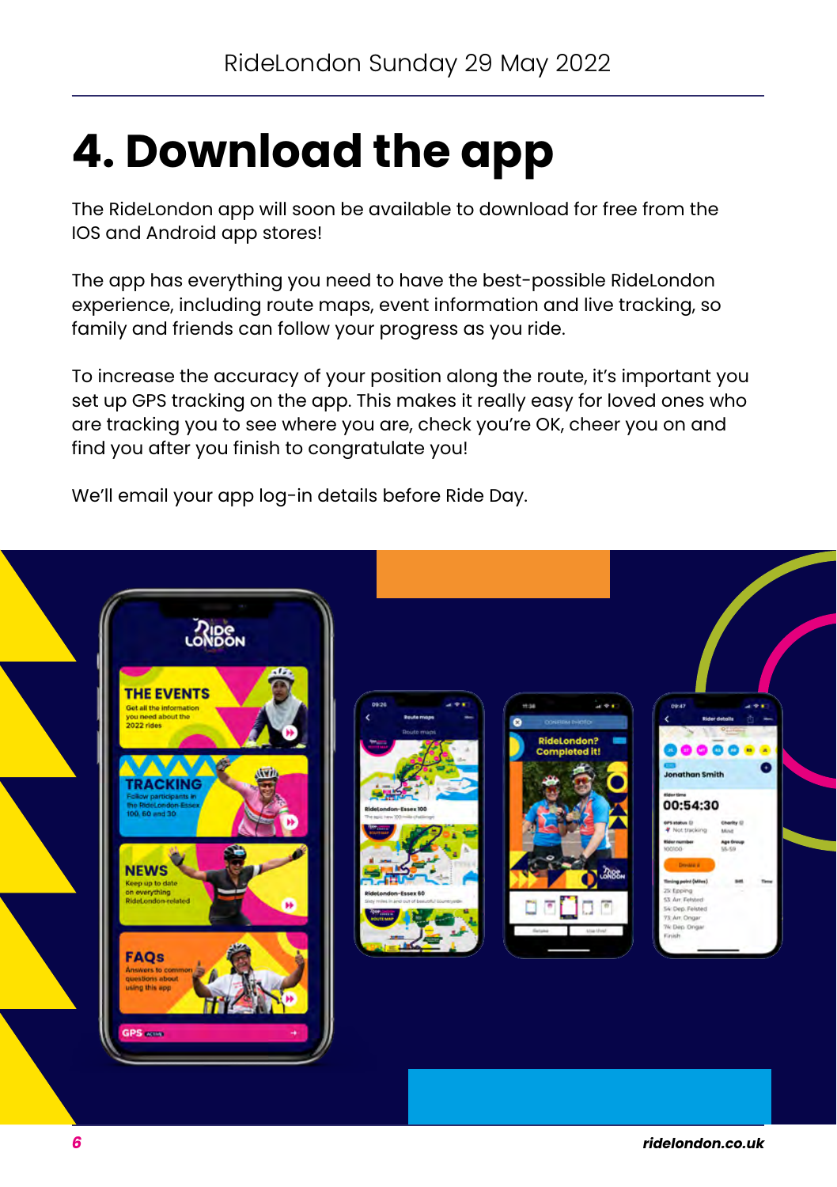# 4. Download the app

The RideLondon app will soon be available to download for free from the IOS and Android app stores!

The app has everything you need to have the best-possible RideLondon experience, including route maps, event information and live tracking, so family and friends can follow your progress as you ride.

To increase the accuracy of your position along the route, it's important you set up GPS tracking on the app. This makes it really easy for loved ones who are tracking you to see where you are, check you're OK, cheer you on and find you after you finish to congratulate you!

We'll email your app log-in details before Ride Day.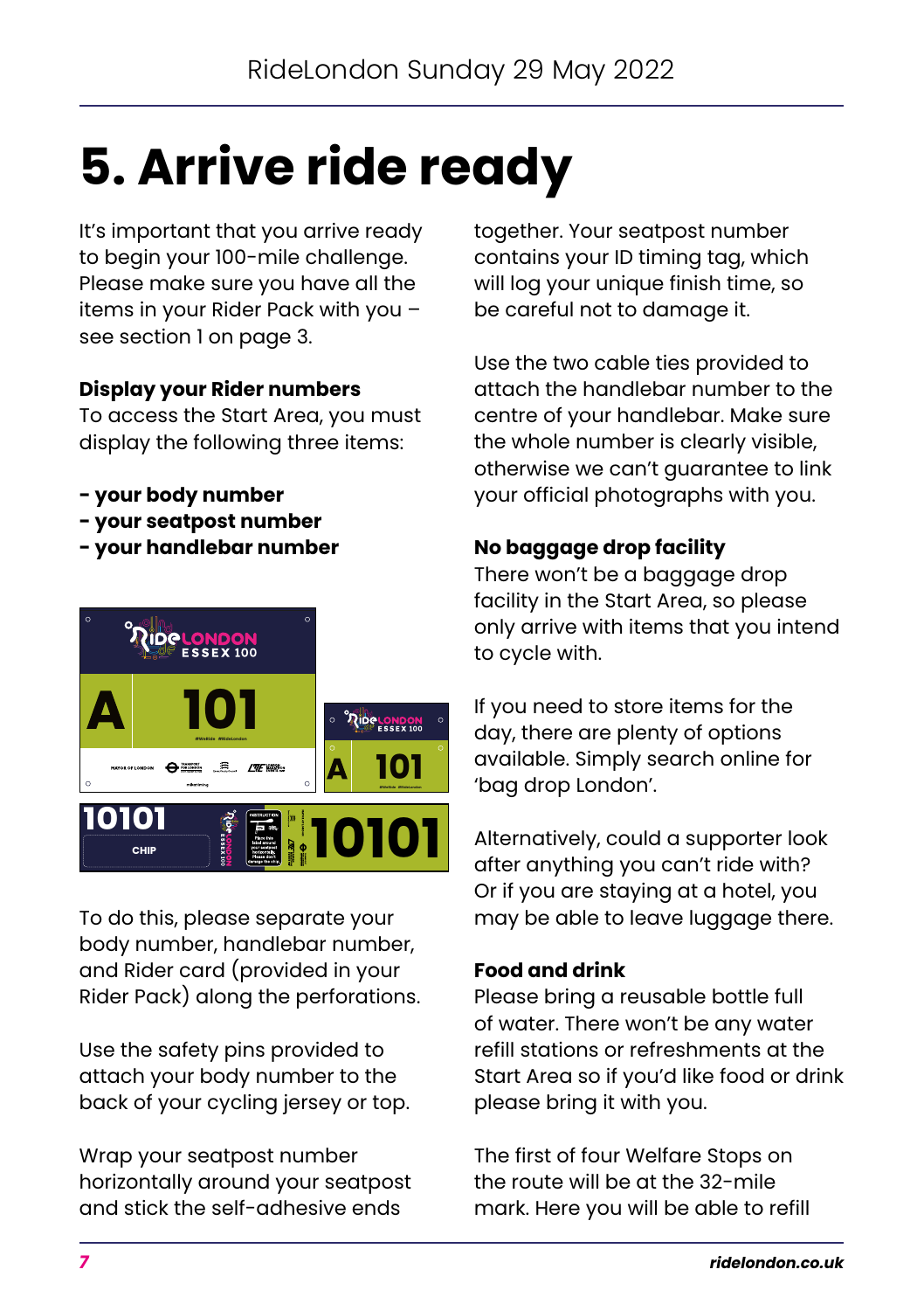# 5. Arrive ride ready

It's important that you arrive ready to begin your 100-mile challenge. Please make sure you have all the items in your Rider Pack with you – see section 1 on page 3.

**Display your Rider numbers**

To access the Start Area, you must display the following three items:

**- your body number**
**- your seatpost number**
**- your handlebar number**

To do this, please separate your body number, handlebar number, and Rider card (provided in your Rider Pack) along the perforations.

Use the safety pins provided to attach your body number to the back of your cycling jersey or top.

Wrap your seatpost number horizontally around your seatpost and stick the self-adhesive ends together. Your seatpost number contains your ID timing tag, which will log your unique finish time, so be careful not to damage it.

Use the two cable ties provided to attach the handlebar number to the centre of your handlebar. Make sure the whole number is clearly visible, otherwise we can't guarantee to link your official photographs with you.

**No baggage drop facility**

There won't be a baggage drop facility in the Start Area, so please only arrive with items that you intend to cycle with.

If you need to store items for the day, there are plenty of options available. Simply search online for 'bag drop London'.

Alternatively, could a supporter look after anything you can't ride with? Or if you are staying at a hotel, you may be able to leave luggage there.

**Food and drink**

Please bring a reusable bottle full of water. There won't be any water refill stations or refreshments at the Start Area so if you'd like food or drink please bring it with you.

The first of four Welfare Stops on the route will be at the 32-mile mark. Here you will be able to refill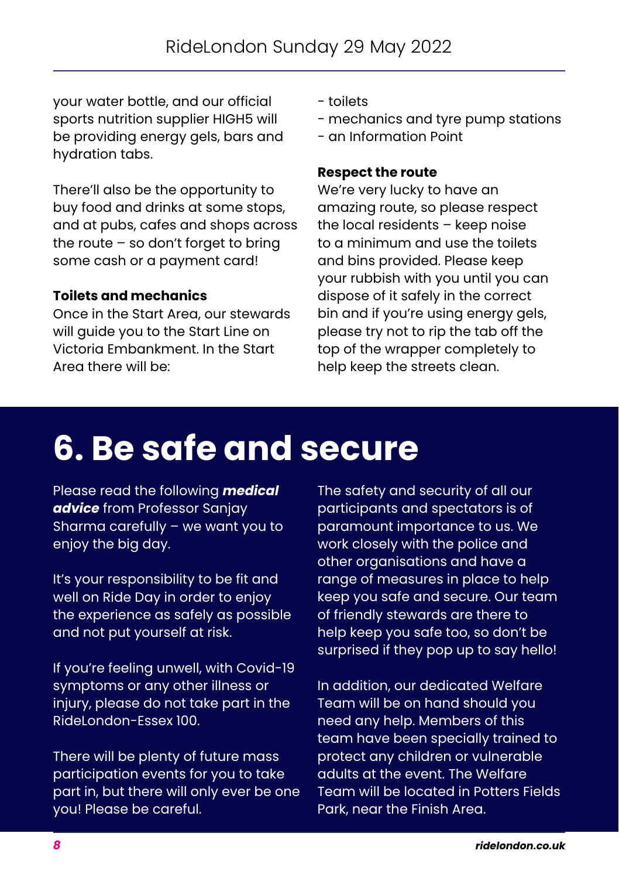your water bottle, and our official sports nutrition supplier HIGH5 will be providing energy gels, bars and hydration tabs.

There'll also be the opportunity to buy food and drinks at some stops, and at pubs, cafes and shops across the route – so don't forget to bring some cash or a payment card!

**Toilets and mechanics**

Once in the Start Area, our stewards will guide you to the Start Line on Victoria Embankment. In the Start Area there will be:

- toilets
- mechanics and tyre pump stations
- an Information Point

**Respect the route**

We're very lucky to have an amazing route, so please respect the local residents – keep noise to a minimum and use the toilets and bins provided. Please keep your rubbish with you until you can dispose of it safely in the correct bin and if you're using energy gels, please try not to rip the tab off the top of the wrapper completely to help keep the streets clean.

# 6. Be safe and secure

Please read the following ***medical advice*** from Professor Sanjay Sharma carefully – we want you to enjoy the big day.

It's your responsibility to be fit and well on Ride Day in order to enjoy the experience as safely as possible and not put yourself at risk.

If you're feeling unwell, with Covid-19 symptoms or any other illness or injury, please do not take part in the RideLondon-Essex 100.

There will be plenty of future mass participation events for you to take part in, but there will only ever be one you! Please be careful.

The safety and security of all our participants and spectators is of paramount importance to us. We work closely with the police and other organisations and have a range of measures in place to help keep you safe and secure. Our team of friendly stewards are there to help keep you safe too, so don't be surprised if they pop up to say hello!

In addition, our dedicated Welfare Team will be on hand should you need any help. Members of this team have been specially trained to protect any children or vulnerable adults at the event. The Welfare Team will be located in Potters Fields Park, near the Finish Area.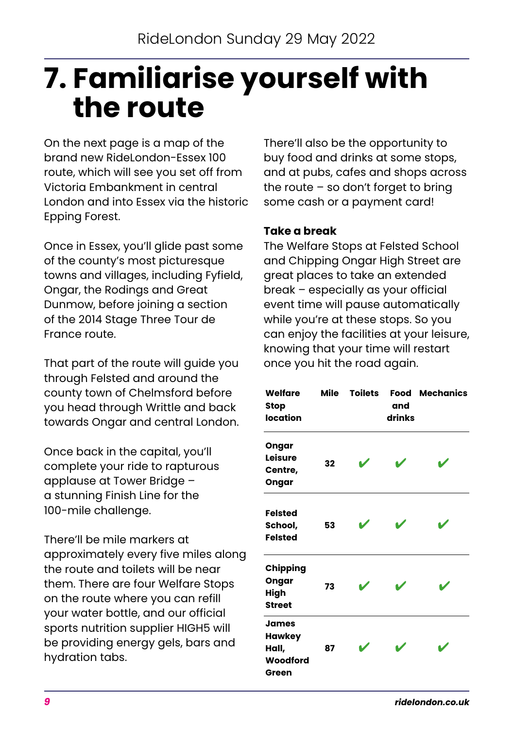# 7. Familiarise yourself with the route

On the next page is a map of the brand new RideLondon-Essex 100 route, which will see you set off from Victoria Embankment in central London and into Essex via the historic Epping Forest.

Once in Essex, you'll glide past some of the county's most picturesque towns and villages, including Fyfield, Ongar, the Rodings and Great Dunmow, before joining a section of the 2014 Stage Three Tour de France route.

That part of the route will guide you through Felsted and around the county town of Chelmsford before you head through Writtle and back towards Ongar and central London.

Once back in the capital, you'll complete your ride to rapturous applause at Tower Bridge – a stunning Finish Line for the 100-mile challenge.

There'll be mile markers at approximately every five miles along the route and toilets will be near them. There are four Welfare Stops on the route where you can refill your water bottle, and our official sports nutrition supplier HIGH5 will be providing energy gels, bars and hydration tabs.

There'll also be the opportunity to buy food and drinks at some stops, and at pubs, cafes and shops across the route – so don't forget to bring some cash or a payment card!

**Take a break**

The Welfare Stops at Felsted School and Chipping Ongar High Street are great places to take an extended break – especially as your official event time will pause automatically while you're at these stops. So you can enjoy the facilities at your leisure, knowing that your time will restart once you hit the road again.

| Welfare Stop location | Mile | Toilets | Food and drinks | Mechanics |
|---|---|---|---|---|
| Ongar Leisure Centre, Ongar | 32 | ✔ | ✔ | ✔ |
| Felsted School, Felsted | 53 | ✔ | ✔ | ✔ |
| Chipping Ongar High Street | 73 | ✔ | ✔ | ✔ |
| James Hawkey Hall, Woodford Green | 87 | ✔ | ✔ | ✔ |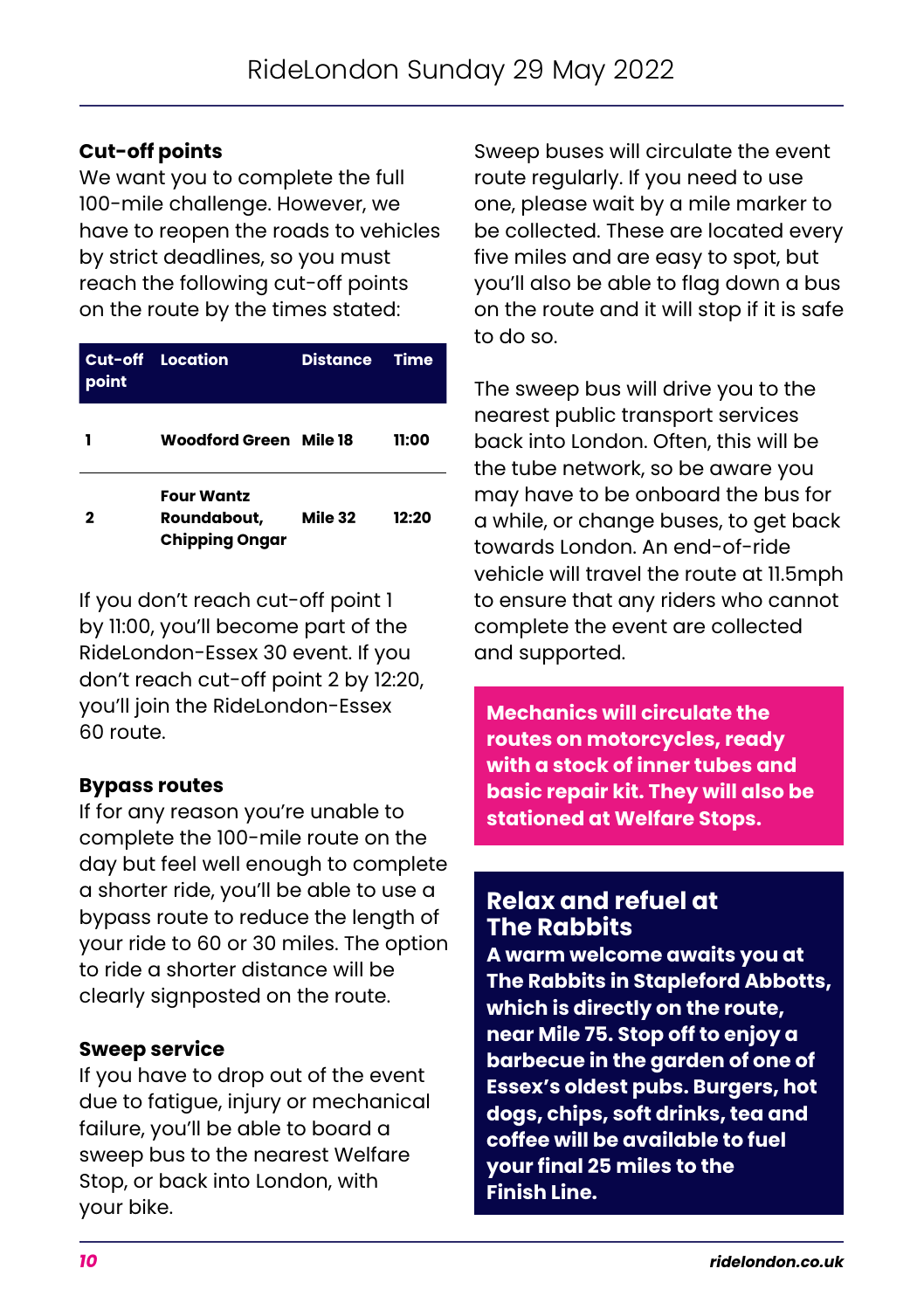## Cut-off points

We want you to complete the full 100-mile challenge. However, we have to reopen the roads to vehicles by strict deadlines, so you must reach the following cut-off points on the route by the times stated:

| Cut-off point | Location | Distance | Time |
|---|---|---|---|
| 1 | **Woodford Green** | **Mile 18** | **11:00** |
| 2 | **Four Wantz Roundabout, Chipping Ongar** | **Mile 32** | **12:20** |

If you don't reach cut-off point 1 by 11:00, you'll become part of the RideLondon-Essex 30 event. If you don't reach cut-off point 2 by 12:20, you'll join the RideLondon-Essex 60 route.

## Bypass routes

If for any reason you're unable to complete the 100-mile route on the day but feel well enough to complete a shorter ride, you'll be able to use a bypass route to reduce the length of your ride to 60 or 30 miles. The option to ride a shorter distance will be clearly signposted on the route.

## Sweep service

If you have to drop out of the event due to fatigue, injury or mechanical failure, you'll be able to board a sweep bus to the nearest Welfare Stop, or back into London, with your bike.

Sweep buses will circulate the event route regularly. If you need to use one, please wait by a mile marker to be collected. These are located every five miles and are easy to spot, but you'll also be able to flag down a bus on the route and it will stop if it is safe to do so.

The sweep bus will drive you to the nearest public transport services back into London. Often, this will be the tube network, so be aware you may have to be onboard the bus for a while, or change buses, to get back towards London. An end-of-ride vehicle will travel the route at 11.5mph to ensure that any riders who cannot complete the event are collected and supported.

**Mechanics will circulate the routes on motorcycles, ready with a stock of inner tubes and basic repair kit. They will also be stationed at Welfare Stops.**

## Relax and refuel at The Rabbits

**A warm welcome awaits you at The Rabbits in Stapleford Abbotts, which is directly on the route, near Mile 75. Stop off to enjoy a barbecue in the garden of one of Essex's oldest pubs. Burgers, hot dogs, chips, soft drinks, tea and coffee will be available to fuel your final 25 miles to the Finish Line.**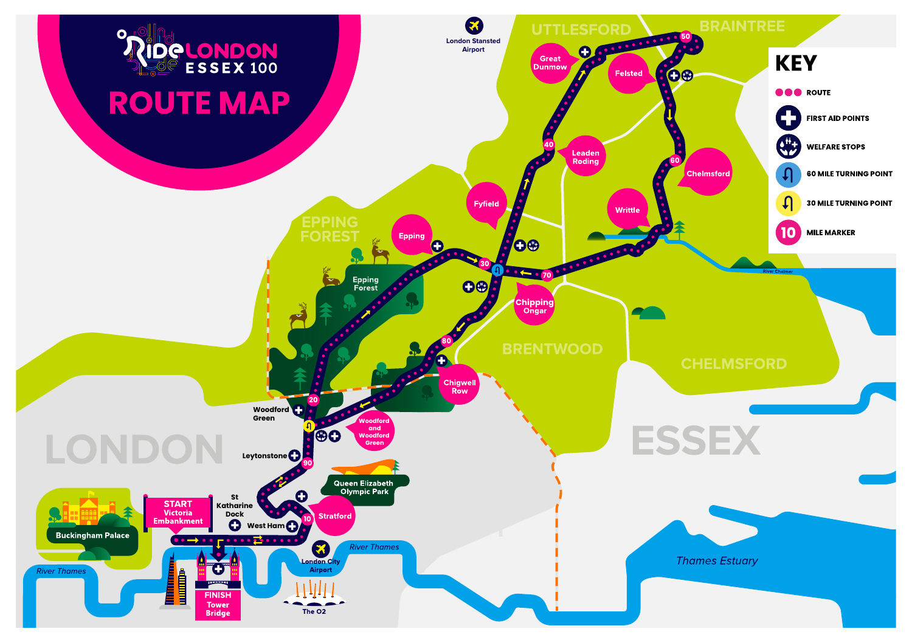# RideLONDON ESSEX 100

# ROUTE MAP

## KEY

- ROUTE
- FIRST AID POINTS
- WELFARE STOPS
- 60 MILE TURNING POINT
- 30 MILE TURNING POINT
- 10 MILE MARKER

London Stansted Airport

UTTLESFORD

BRAINTREE

Great Dunmow

Felsted

Leaden Roding

Chelmsford

Fyfield

Writtle

EPPING FOREST

Epping

Epping Forest

Chipping Ongar

BRENTWOOD

CHELMSFORD

Chigwell Row

Woodford Green

Woodford and Woodford Green

LONDON

ESSEX

Leytonstone

Queen Elizabeth Olympic Park

START Victoria Embankment

St Katharine Dock

Stratford

West Ham

Buckingham Palace

River Thames

London City Airport

FINISH Tower Bridge

The O2

Thames Estuary

River Chelmer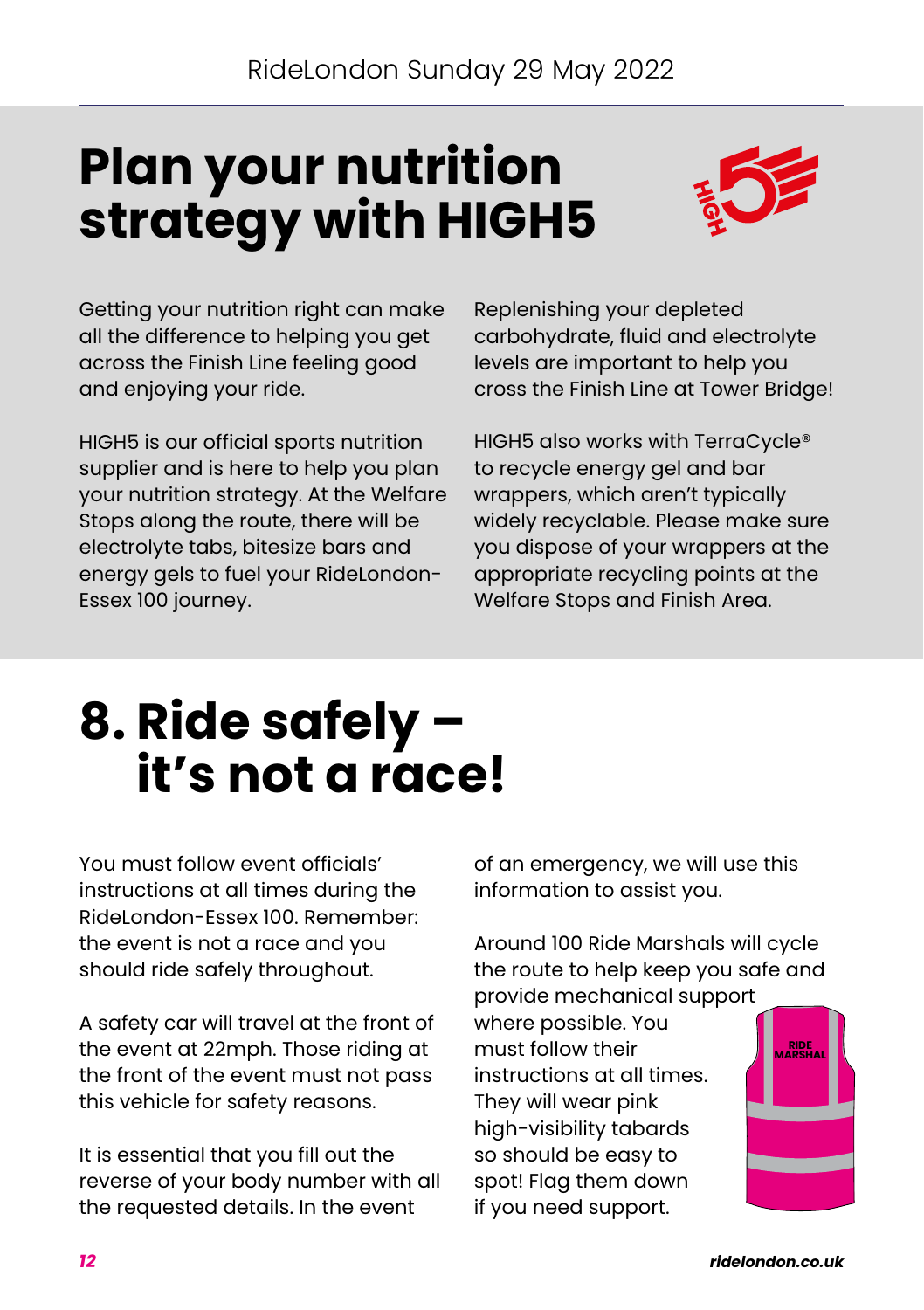# Plan your nutrition strategy with HIGH5

Getting your nutrition right can make all the difference to helping you get across the Finish Line feeling good and enjoying your ride.

HIGH5 is our official sports nutrition supplier and is here to help you plan your nutrition strategy. At the Welfare Stops along the route, there will be electrolyte tabs, bitesize bars and energy gels to fuel your RideLondon-Essex 100 journey.

Replenishing your depleted carbohydrate, fluid and electrolyte levels are important to help you cross the Finish Line at Tower Bridge!

HIGH5 also works with TerraCycle® to recycle energy gel and bar wrappers, which aren't typically widely recyclable. Please make sure you dispose of your wrappers at the appropriate recycling points at the Welfare Stops and Finish Area.

# 8. Ride safely – it's not a race!

You must follow event officials' instructions at all times during the RideLondon-Essex 100. Remember: the event is not a race and you should ride safely throughout.

A safety car will travel at the front of the event at 22mph. Those riding at the front of the event must not pass this vehicle for safety reasons.

It is essential that you fill out the reverse of your body number with all the requested details. In the event of an emergency, we will use this information to assist you.

Around 100 Ride Marshals will cycle the route to help keep you safe and provide mechanical support where possible. You must follow their instructions at all times. They will wear pink high-visibility tabards so should be easy to spot! Flag them down if you need support.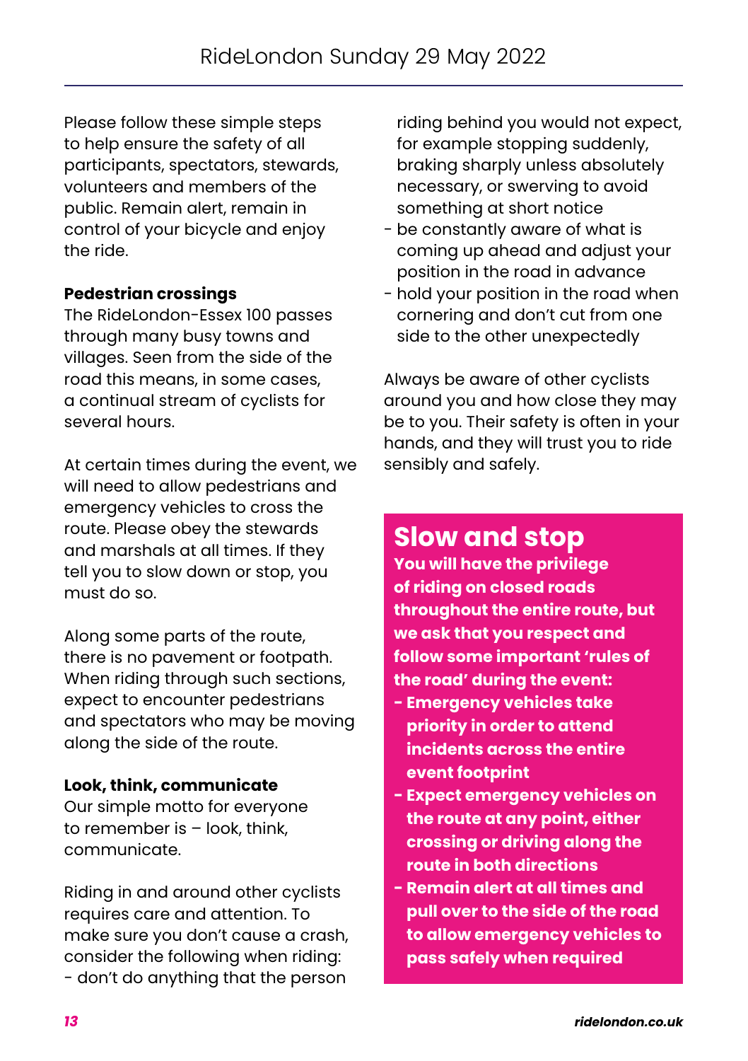Please follow these simple steps to help ensure the safety of all participants, spectators, stewards, volunteers and members of the public. Remain alert, remain in control of your bicycle and enjoy the ride.

**Pedestrian crossings**

The RideLondon-Essex 100 passes through many busy towns and villages. Seen from the side of the road this means, in some cases, a continual stream of cyclists for several hours.

At certain times during the event, we will need to allow pedestrians and emergency vehicles to cross the route. Please obey the stewards and marshals at all times. If they tell you to slow down or stop, you must do so.

Along some parts of the route, there is no pavement or footpath. When riding through such sections, expect to encounter pedestrians and spectators who may be moving along the side of the route.

**Look, think, communicate**

Our simple motto for everyone to remember is – look, think, communicate.

Riding in and around other cyclists requires care and attention. To make sure you don't cause a crash, consider the following when riding:

- don't do anything that the person riding behind you would not expect, for example stopping suddenly, braking sharply unless absolutely necessary, or swerving to avoid something at short notice
- be constantly aware of what is coming up ahead and adjust your position in the road in advance
- hold your position in the road when cornering and don't cut from one side to the other unexpectedly

Always be aware of other cyclists around you and how close they may be to you. Their safety is often in your hands, and they will trust you to ride sensibly and safely.

## Slow and stop

**You will have the privilege of riding on closed roads throughout the entire route, but we ask that you respect and follow some important 'rules of the road' during the event:**

- **Emergency vehicles take priority in order to attend incidents across the entire event footprint**
- **Expect emergency vehicles on the route at any point, either crossing or driving along the route in both directions**
- **Remain alert at all times and pull over to the side of the road to allow emergency vehicles to pass safely when required**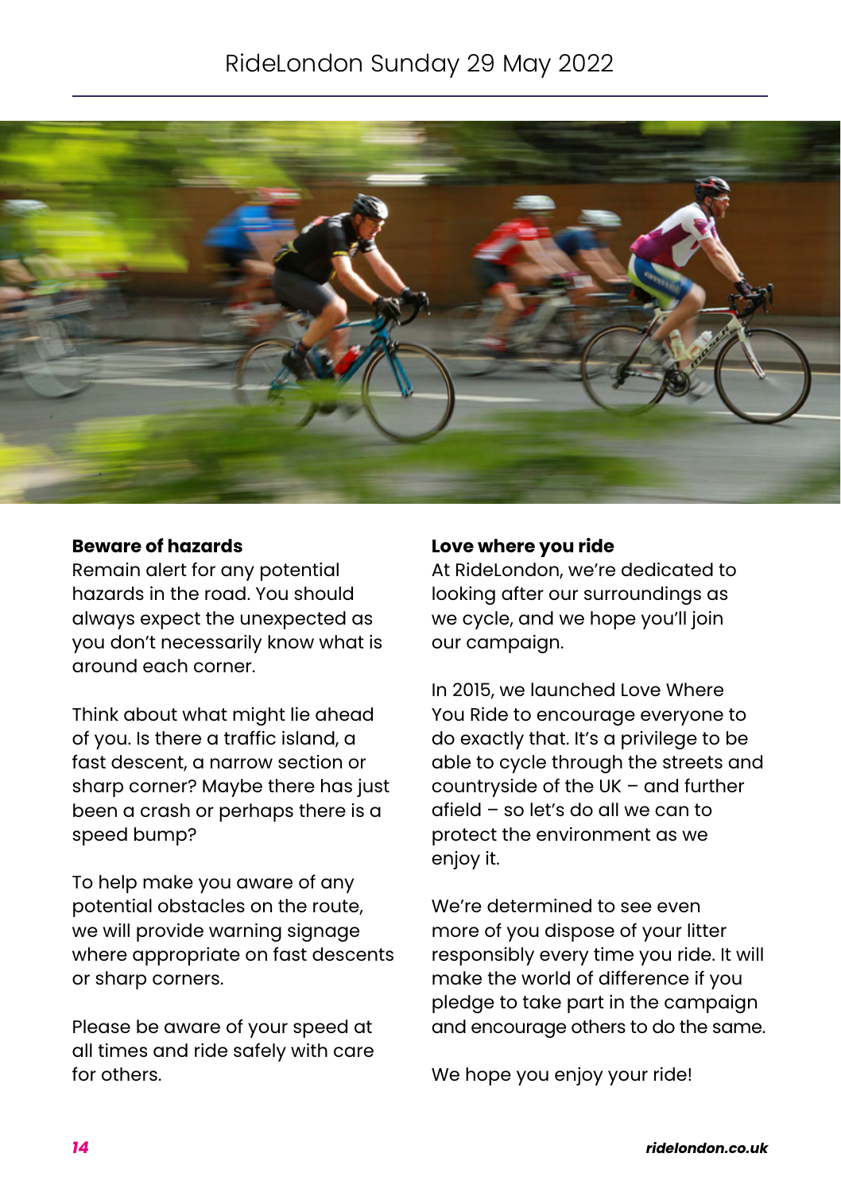## Beware of hazards

Remain alert for any potential hazards in the road. You should always expect the unexpected as you don't necessarily know what is around each corner.

Think about what might lie ahead of you. Is there a traffic island, a fast descent, a narrow section or sharp corner? Maybe there has just been a crash or perhaps there is a speed bump?

To help make you aware of any potential obstacles on the route, we will provide warning signage where appropriate on fast descents or sharp corners.

Please be aware of your speed at all times and ride safely with care for others.

## Love where you ride

At RideLondon, we're dedicated to looking after our surroundings as we cycle, and we hope you'll join our campaign.

In 2015, we launched Love Where You Ride to encourage everyone to do exactly that. It's a privilege to be able to cycle through the streets and countryside of the UK – and further afield – so let's do all we can to protect the environment as we enjoy it.

We're determined to see even more of you dispose of your litter responsibly every time you ride. It will make the world of difference if you pledge to take part in the campaign and encourage others to do the same.

We hope you enjoy your ride!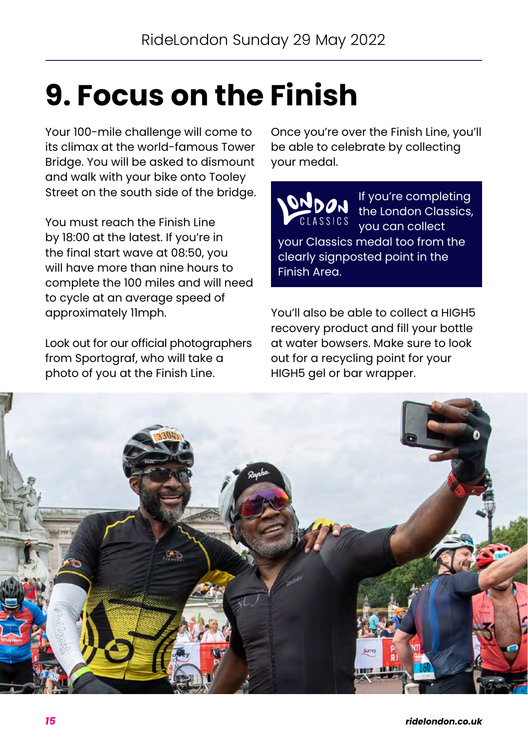# 9. Focus on the Finish

Your 100-mile challenge will come to its climax at the world-famous Tower Bridge. You will be asked to dismount and walk with your bike onto Tooley Street on the south side of the bridge.

You must reach the Finish Line by 18:00 at the latest. If you're in the final start wave at 08:50, you will have more than nine hours to complete the 100 miles and will need to cycle at an average speed of approximately 11mph.

Look out for our official photographers from Sportograf, who will take a photo of you at the Finish Line.

Once you're over the Finish Line, you'll be able to celebrate by collecting your medal.

If you're completing the London Classics, you can collect your Classics medal too from the clearly signposted point in the Finish Area.

You'll also be able to collect a HIGH5 recovery product and fill your bottle at water bowsers. Make sure to look out for a recycling point for your HIGH5 gel or bar wrapper.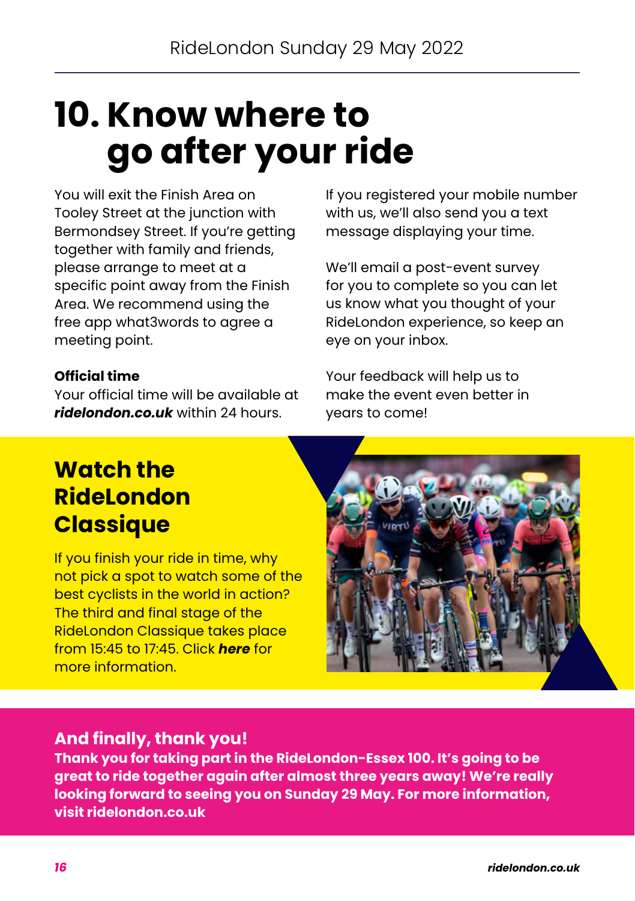# 10. Know where to go after your ride

You will exit the Finish Area on Tooley Street at the junction with Bermondsey Street. If you're getting together with family and friends, please arrange to meet at a specific point away from the Finish Area. We recommend using the free app what3words to agree a meeting point.

**Official time**

Your official time will be available at ***ridelondon.co.uk*** within 24 hours.

If you registered your mobile number with us, we'll also send you a text message displaying your time.

We'll email a post-event survey for you to complete so you can let us know what you thought of your RideLondon experience, so keep an eye on your inbox.

Your feedback will help us to make the event even better in years to come!

## Watch the RideLondon Classique

If you finish your ride in time, why not pick a spot to watch some of the best cyclists in the world in action? The third and final stage of the RideLondon Classique takes place from 15:45 to 17:45. Click ***here*** for more information.

## And finally, thank you!

**Thank you for taking part in the RideLondon-Essex 100. It's going to be great to ride together again after almost three years away! We're really looking forward to seeing you on Sunday 29 May. For more information, visit ridelondon.co.uk**